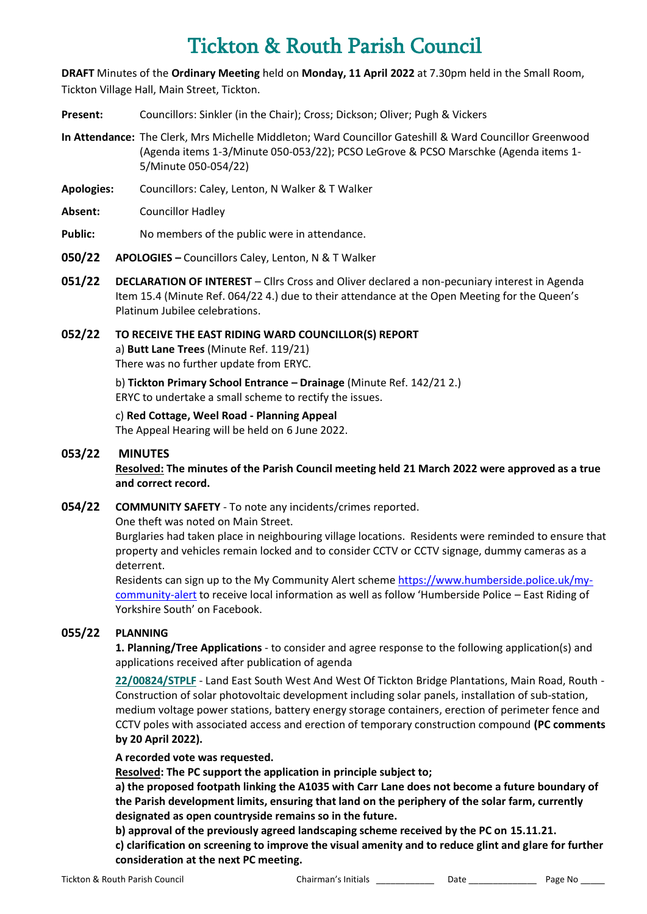# Tickton & Routh Parish Council

**DRAFT** Minutes of the **Ordinary Meeting** held on **Monday, 11 April 2022** at 7.30pm held in the Small Room, Tickton Village Hall, Main Street, Tickton.

**Present:** Councillors: Sinkler (in the Chair); Cross; Dickson; Oliver; Pugh & Vickers

**In Attendance:** The Clerk, Mrs Michelle Middleton; Ward Councillor Gateshill & Ward Councillor Greenwood (Agenda items 1-3/Minute 050-053/22); PCSO LeGrove & PCSO Marschke (Agenda items 1-5/Minute 050-054/22)

**Apologies:** Councillors: Caley, Lenton, N Walker & T Walker

**Absent:** Councillor Hadley

**Public:** No members of the public were in attendance.

**050/22 APOLOGIES –** Councillors Caley, Lenton, N & T Walker

**051/22 DECLARATION OF INTEREST** – Cllrs Cross and Oliver declared a non-pecuniary interest in Agenda Item 15.4 (Minute Ref. 064/22 4.) due to their attendance at the Open Meeting for the Queen's Platinum Jubilee celebrations.

**052/22 TO RECEIVE THE EAST RIDING WARD COUNCILLOR(S) REPORT**

a) **Butt Lane Trees** (Minute Ref. 119/21)
There was no further update from ERYC.

b) **Tickton Primary School Entrance – Drainage** (Minute Ref. 142/21 2.)
ERYC to undertake a small scheme to rectify the issues.

c) **Red Cottage, Weel Road - Planning Appeal**
The Appeal Hearing will be held on 6 June 2022.

**053/22 MINUTES**

**Resolved: The minutes of the Parish Council meeting held 21 March 2022 were approved as a true and correct record.**

**054/22 COMMUNITY SAFETY** - To note any incidents/crimes reported.

One theft was noted on Main Street.

Burglaries had taken place in neighbouring village locations. Residents were reminded to ensure that property and vehicles remain locked and to consider CCTV or CCTV signage, dummy cameras as a deterrent.

Residents can sign up to the My Community Alert scheme https://www.humberside.police.uk/my-community-alert to receive local information as well as follow 'Humberside Police – East Riding of Yorkshire South' on Facebook.

**055/22 PLANNING**

**1. Planning/Tree Applications** - to consider and agree response to the following application(s) and applications received after publication of agenda

**22/00824/STPLF** - Land East South West And West Of Tickton Bridge Plantations, Main Road, Routh - Construction of solar photovoltaic development including solar panels, installation of sub-station, medium voltage power stations, battery energy storage containers, erection of perimeter fence and CCTV poles with associated access and erection of temporary construction compound **(PC comments by 20 April 2022).**

**A recorded vote was requested.**

**Resolved: The PC support the application in principle subject to;**

**a) the proposed footpath linking the A1035 with Carr Lane does not become a future boundary of the Parish development limits, ensuring that land on the periphery of the solar farm, currently designated as open countryside remains so in the future.**

**b) approval of the previously agreed landscaping scheme received by the PC on 15.11.21.**

**c) clarification on screening to improve the visual amenity and to reduce glint and glare for further consideration at the next PC meeting.**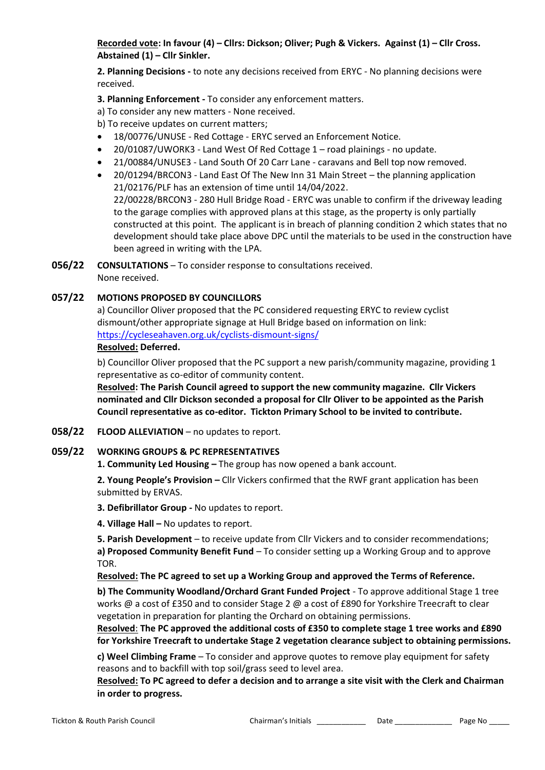**Recorded vote: In favour (4) – Cllrs: Dickson; Oliver; Pugh & Vickers. Against (1) – Cllr Cross. Abstained (1) – Cllr Sinkler.**

**2. Planning Decisions -** to note any decisions received from ERYC - No planning decisions were received.

**3. Planning Enforcement -** To consider any enforcement matters.

a) To consider any new matters - None received.

b) To receive updates on current matters;

- 18/00776/UNUSE - Red Cottage - ERYC served an Enforcement Notice.
- 20/01087/UWORK3 - Land West Of Red Cottage 1 – road plainings - no update.
- 21/00884/UNUSE3 - Land South Of 20 Carr Lane - caravans and Bell top now removed.
- 20/01294/BRCON3 - Land East Of The New Inn 31 Main Street – the planning application 21/02176/PLF has an extension of time until 14/04/2022.

  22/00228/BRCON3 - 280 Hull Bridge Road - ERYC was unable to confirm if the driveway leading to the garage complies with approved plans at this stage, as the property is only partially constructed at this point. The applicant is in breach of planning condition 2 which states that no development should take place above DPC until the materials to be used in the construction have been agreed in writing with the LPA.

**056/22 CONSULTATIONS** – To consider response to consultations received.
None received.

**057/22 MOTIONS PROPOSED BY COUNCILLORS**

a) Councillor Oliver proposed that the PC considered requesting ERYC to review cyclist dismount/other appropriate signage at Hull Bridge based on information on link: https://cycleseahaven.org.uk/cyclists-dismount-signs/

**Resolved: Deferred.**

b) Councillor Oliver proposed that the PC support a new parish/community magazine, providing 1 representative as co-editor of community content.

**Resolved: The Parish Council agreed to support the new community magazine. Cllr Vickers nominated and Cllr Dickson seconded a proposal for Cllr Oliver to be appointed as the Parish Council representative as co-editor. Tickton Primary School to be invited to contribute.**

**058/22 FLOOD ALLEVIATION** – no updates to report.

**059/22 WORKING GROUPS & PC REPRESENTATIVES**

**1. Community Led Housing –** The group has now opened a bank account.

**2. Young People's Provision –** Cllr Vickers confirmed that the RWF grant application has been submitted by ERVAS.

**3. Defibrillator Group -** No updates to report.

**4. Village Hall –** No updates to report.

**5. Parish Development** – to receive update from Cllr Vickers and to consider recommendations;

**a) Proposed Community Benefit Fund** – To consider setting up a Working Group and to approve TOR.

**Resolved: The PC agreed to set up a Working Group and approved the Terms of Reference.**

**b) The Community Woodland/Orchard Grant Funded Project** - To approve additional Stage 1 tree works @ a cost of £350 and to consider Stage 2 @ a cost of £890 for Yorkshire Treecraft to clear vegetation in preparation for planting the Orchard on obtaining permissions.

**Resolved: The PC approved the additional costs of £350 to complete stage 1 tree works and £890 for Yorkshire Treecraft to undertake Stage 2 vegetation clearance subject to obtaining permissions.**

**c) Weel Climbing Frame** – To consider and approve quotes to remove play equipment for safety reasons and to backfill with top soil/grass seed to level area.

**Resolved: To PC agreed to defer a decision and to arrange a site visit with the Clerk and Chairman in order to progress.**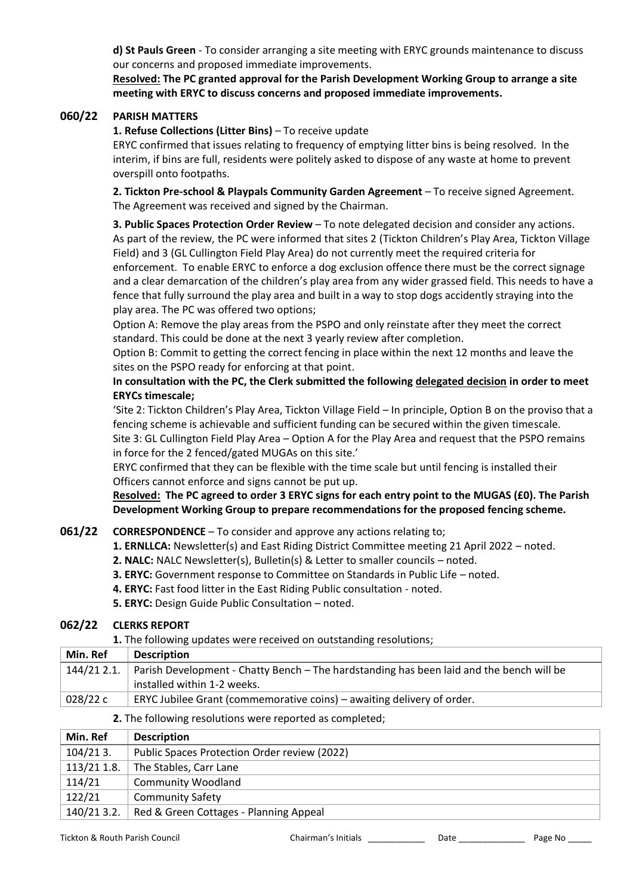**d) St Pauls Green** - To consider arranging a site meeting with ERYC grounds maintenance to discuss our concerns and proposed immediate improvements.

**<u>Resolved:</u> The PC granted approval for the Parish Development Working Group to arrange a site meeting with ERYC to discuss concerns and proposed immediate improvements.**

## 060/22 PARISH MATTERS

**1. Refuse Collections (Litter Bins)** – To receive update

ERYC confirmed that issues relating to frequency of emptying litter bins is being resolved. In the interim, if bins are full, residents were politely asked to dispose of any waste at home to prevent overspill onto footpaths.

**2. Tickton Pre-school & Playpals Community Garden Agreement** – To receive signed Agreement. The Agreement was received and signed by the Chairman.

**3. Public Spaces Protection Order Review** – To note delegated decision and consider any actions. As part of the review, the PC were informed that sites 2 (Tickton Children's Play Area, Tickton Village Field) and 3 (GL Cullington Field Play Area) do not currently meet the required criteria for enforcement. To enable ERYC to enforce a dog exclusion offence there must be the correct signage and a clear demarcation of the children's play area from any wider grassed field. This needs to have a fence that fully surround the play area and built in a way to stop dogs accidently straying into the play area. The PC was offered two options;

Option A: Remove the play areas from the PSPO and only reinstate after they meet the correct standard. This could be done at the next 3 yearly review after completion.

Option B: Commit to getting the correct fencing in place within the next 12 months and leave the sites on the PSPO ready for enforcing at that point.

**In consultation with the PC, the Clerk submitted the following <u>delegated decision</u> in order to meet ERYCs timescale;**

'Site 2: Tickton Children's Play Area, Tickton Village Field – In principle, Option B on the proviso that a fencing scheme is achievable and sufficient funding can be secured within the given timescale.

Site 3: GL Cullington Field Play Area – Option A for the Play Area and request that the PSPO remains in force for the 2 fenced/gated MUGAs on this site.'

ERYC confirmed that they can be flexible with the time scale but until fencing is installed their Officers cannot enforce and signs cannot be put up.

**<u>Resolved:</u> The PC agreed to order 3 ERYC signs for each entry point to the MUGAS (£0). The Parish Development Working Group to prepare recommendations for the proposed fencing scheme.**

## 061/22 CORRESPONDENCE – To consider and approve any actions relating to;

1. **ERNLLCA:** Newsletter(s) and East Riding District Committee meeting 21 April 2022 – noted.
2. **NALC:** NALC Newsletter(s), Bulletin(s) & Letter to smaller councils – noted.
3. **ERYC:** Government response to Committee on Standards in Public Life – noted.
4. **ERYC:** Fast food litter in the East Riding Public consultation - noted.
5. **ERYC:** Design Guide Public Consultation – noted.

## 062/22 CLERKS REPORT

**1.** The following updates were received on outstanding resolutions;

| Min. Ref | Description |
|---|---|
| 144/21 2.1. | Parish Development - Chatty Bench – The hardstanding has been laid and the bench will be installed within 1-2 weeks. |
| 028/22 c | ERYC Jubilee Grant (commemorative coins) – awaiting delivery of order. |

**2.** The following resolutions were reported as completed;

| Min. Ref | Description |
|---|---|
| 104/21 3. | Public Spaces Protection Order review (2022) |
| 113/21 1.8. | The Stables, Carr Lane |
| 114/21 | Community Woodland |
| 122/21 | Community Safety |
| 140/21 3.2. | Red & Green Cottages - Planning Appeal |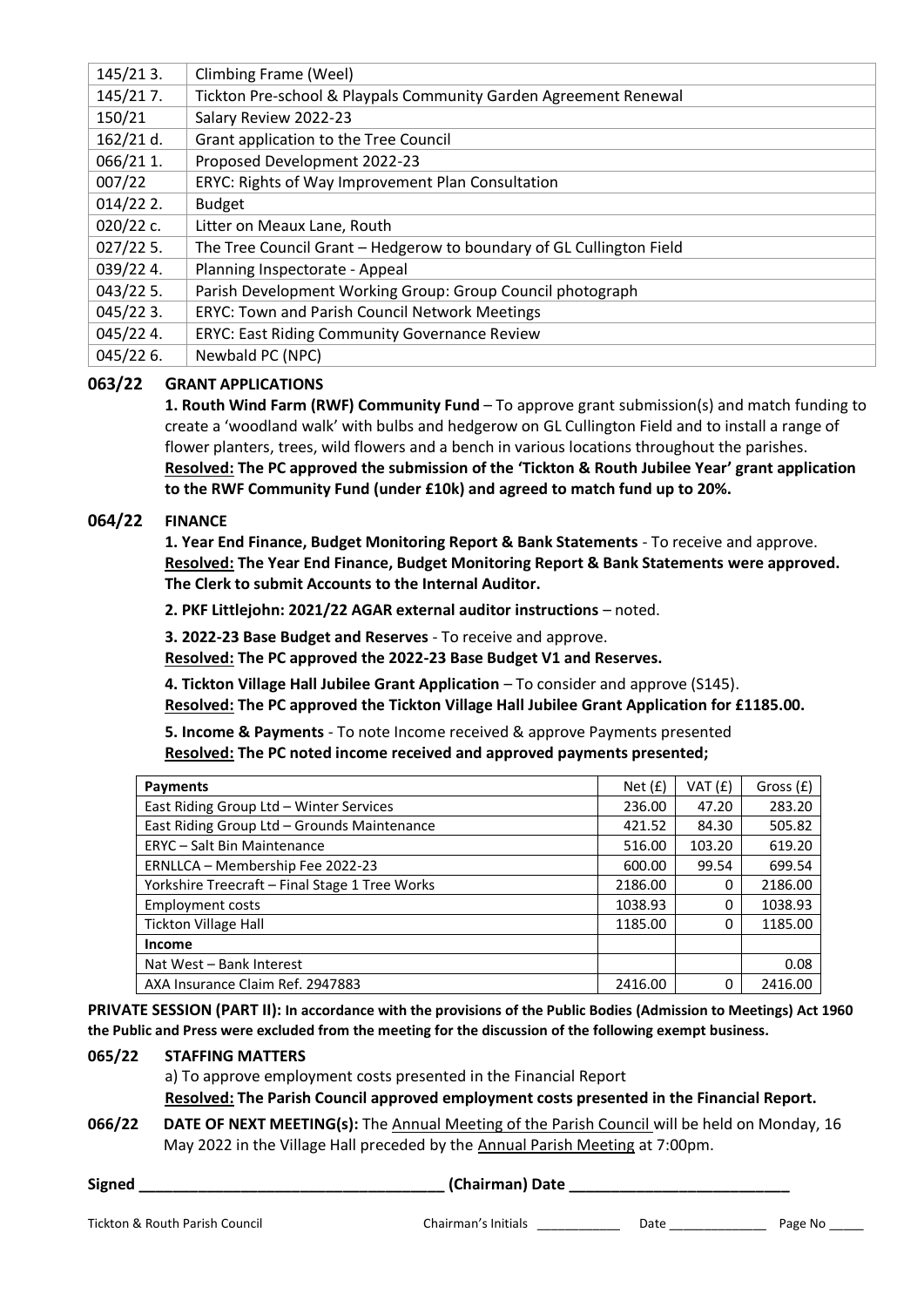| | |
|---|---|
| 145/21 3. | Climbing Frame (Weel) |
| 145/21 7. | Tickton Pre-school & Playpals Community Garden Agreement Renewal |
| 150/21 | Salary Review 2022-23 |
| 162/21 d. | Grant application to the Tree Council |
| 066/21 1. | Proposed Development 2022-23 |
| 007/22 | ERYC: Rights of Way Improvement Plan Consultation |
| 014/22 2. | Budget |
| 020/22 c. | Litter on Meaux Lane, Routh |
| 027/22 5. | The Tree Council Grant – Hedgerow to boundary of GL Cullington Field |
| 039/22 4. | Planning Inspectorate - Appeal |
| 043/22 5. | Parish Development Working Group: Group Council photograph |
| 045/22 3. | ERYC: Town and Parish Council Network Meetings |
| 045/22 4. | ERYC: East Riding Community Governance Review |
| 045/22 6. | Newbald PC (NPC) |

## 063/22 GRANT APPLICATIONS

**1. Routh Wind Farm (RWF) Community Fund** – To approve grant submission(s) and match funding to create a 'woodland walk' with bulbs and hedgerow on GL Cullington Field and to install a range of flower planters, trees, wild flowers and a bench in various locations throughout the parishes.
**Resolved: The PC approved the submission of the 'Tickton & Routh Jubilee Year' grant application to the RWF Community Fund (under £10k) and agreed to match fund up to 20%.**

## 064/22 FINANCE

**1. Year End Finance, Budget Monitoring Report & Bank Statements** - To receive and approve.
**Resolved: The Year End Finance, Budget Monitoring Report & Bank Statements were approved. The Clerk to submit Accounts to the Internal Auditor.**

**2. PKF Littlejohn: 2021/22 AGAR external auditor instructions** – noted.

**3. 2022-23 Base Budget and Reserves** - To receive and approve.
**Resolved: The PC approved the 2022-23 Base Budget V1 and Reserves.**

**4. Tickton Village Hall Jubilee Grant Application** – To consider and approve (S145).
**Resolved: The PC approved the Tickton Village Hall Jubilee Grant Application for £1185.00.**

**5. Income & Payments** - To note Income received & approve Payments presented
**Resolved: The PC noted income received and approved payments presented;**

| Payments | Net (£) | VAT (£) | Gross (£) |
|---|---|---|---|
| East Riding Group Ltd – Winter Services | 236.00 | 47.20 | 283.20 |
| East Riding Group Ltd – Grounds Maintenance | 421.52 | 84.30 | 505.82 |
| ERYC – Salt Bin Maintenance | 516.00 | 103.20 | 619.20 |
| ERNLLCA – Membership Fee 2022-23 | 600.00 | 99.54 | 699.54 |
| Yorkshire Treecraft – Final Stage 1 Tree Works | 2186.00 | 0 | 2186.00 |
| Employment costs | 1038.93 | 0 | 1038.93 |
| Tickton Village Hall | 1185.00 | 0 | 1185.00 |
| **Income** | | | |
| Nat West – Bank Interest | | | 0.08 |
| AXA Insurance Claim Ref. 2947883 | 2416.00 | 0 | 2416.00 |

**PRIVATE SESSION (PART II): In accordance with the provisions of the Public Bodies (Admission to Meetings) Act 1960 the Public and Press were excluded from the meeting for the discussion of the following exempt business.**

## 065/22 STAFFING MATTERS

a) To approve employment costs presented in the Financial Report
**Resolved: The Parish Council approved employment costs presented in the Financial Report.**

**066/22 DATE OF NEXT MEETING(s):** The Annual Meeting of the Parish Council will be held on Monday, 16 May 2022 in the Village Hall preceded by the Annual Parish Meeting at 7:00pm.

**Signed \_\_\_\_\_\_\_\_\_\_\_\_\_\_\_\_\_\_\_\_\_\_\_\_\_\_\_\_\_\_\_\_\_\_\_ (Chairman) Date \_\_\_\_\_\_\_\_\_\_\_\_\_\_\_\_\_\_\_\_\_\_\_\_\_**

Tickton & Routh Parish Council Chairman's Initials \_\_\_\_\_\_\_\_\_\_\_ Date \_\_\_\_\_\_\_\_\_\_\_\_\_ Page No \_\_\_\_\_